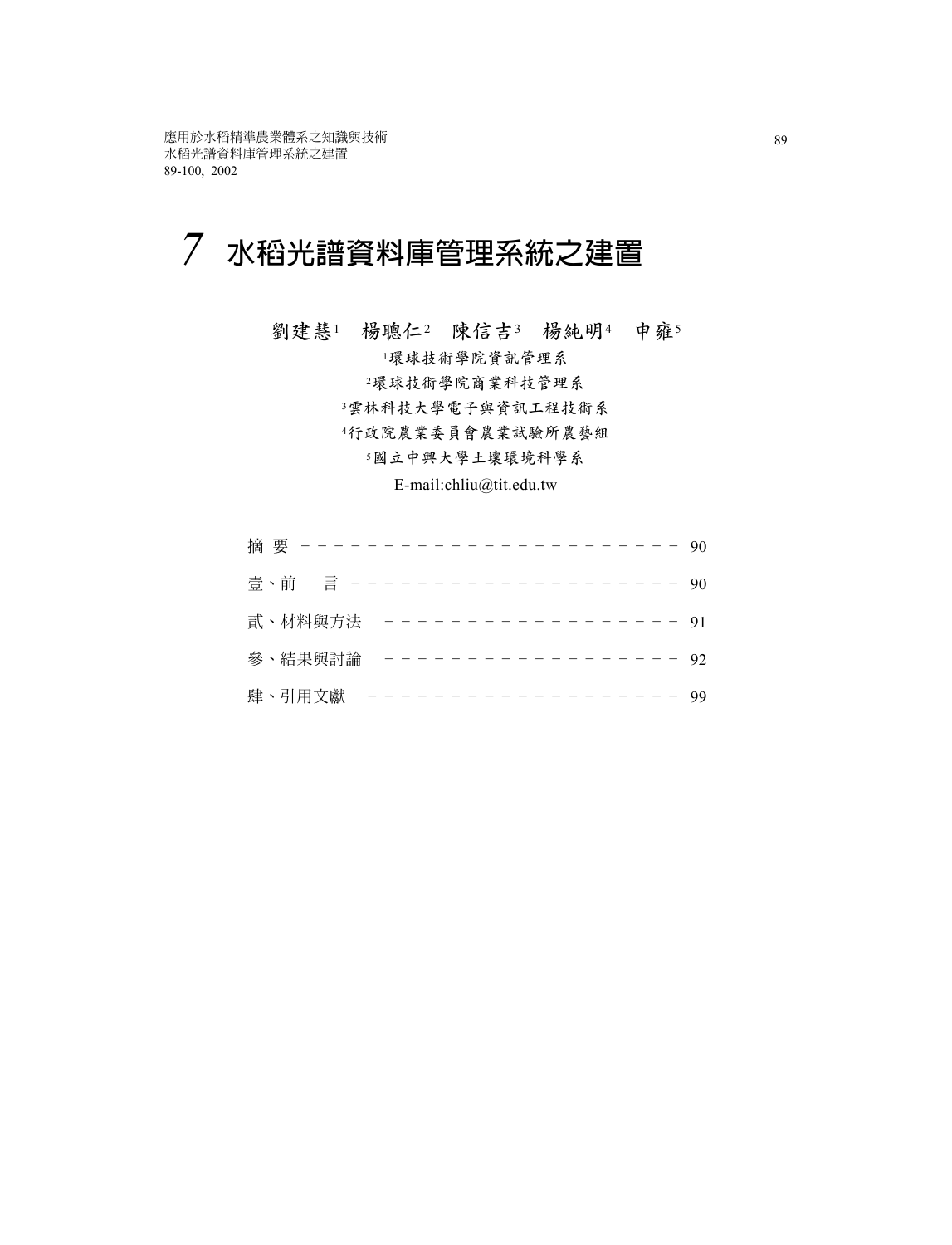# 7 水稻光譜資料庫管理系統之建置

劉建慧[1] 楊聰仁[2] 陳信吉[3] 楊純明[4] 申雍[5]

[1]環球技術學院資訊管理系

[2]環球技術學院商業科技管理系

[3]雲林科技大學電子與資訊工程技術系

[4]行政院農業委員會農業試驗所農藝組

[5]國立中興大學土壤環境科學系

E-mail:chliu@tit.edu.tw

| | |
|---|---|
| 摘 要 | 90 |
| 壹、前　言 | 90 |
| 貳、材料與方法 | 91 |
| 參、結果與討論 | 92 |
| 肆、引用文獻 | 99 |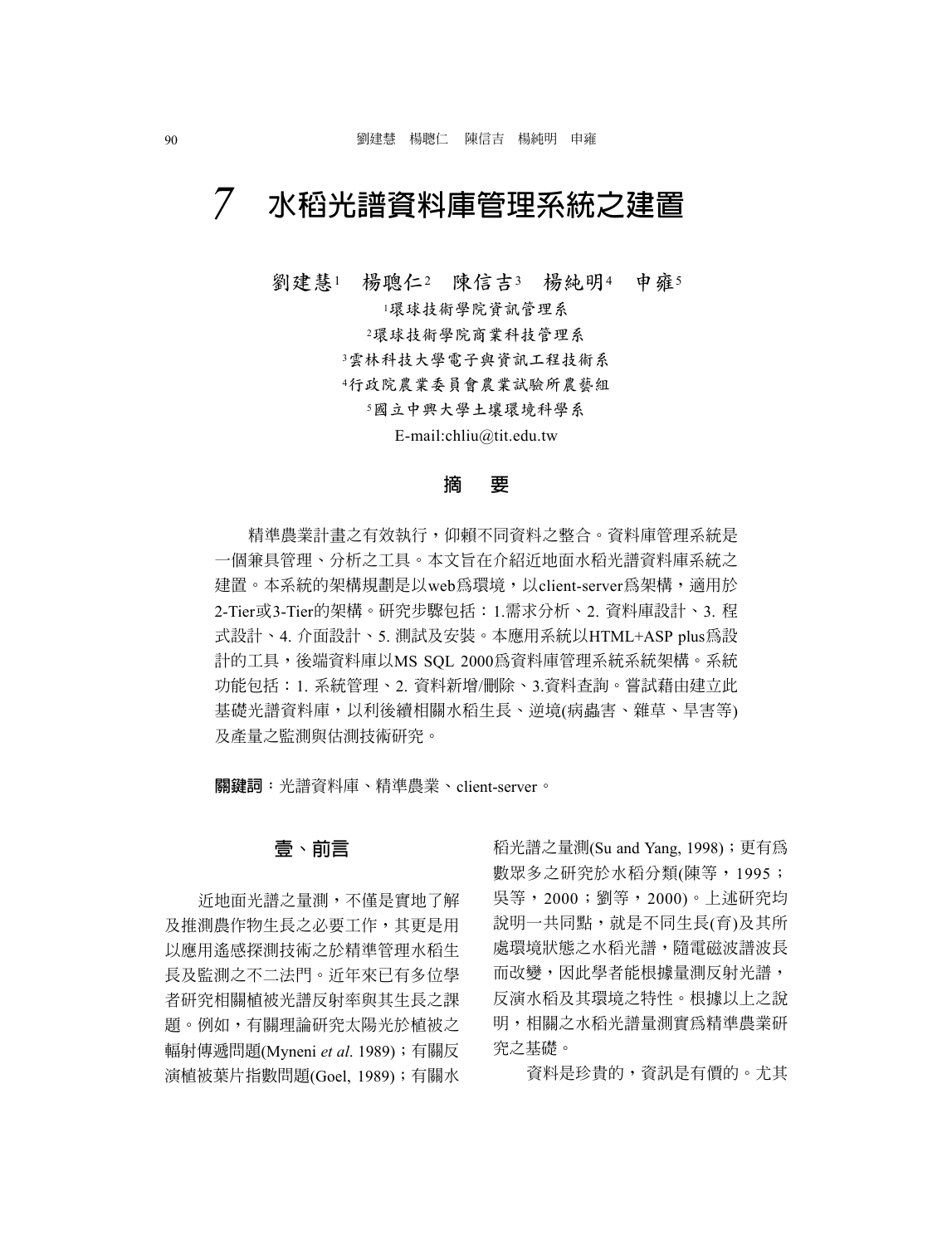# 7　水稻光譜資料庫管理系統之建置

劉建慧[1]　楊聰仁[2]　陳信吉[3]　楊純明[4]　申雍[5]

[1]環球技術學院資訊管理系

[2]環球技術學院商業科技管理系

[3]雲林科技大學電子與資訊工程技術系

[4]行政院農業委員會農業試驗所農藝組

[5]國立中興大學土壤環境科學系

E-mail:chliu@tit.edu.tw

## 摘　要

精準農業計畫之有效執行，仰賴不同資料之整合。資料庫管理系統是一個兼具管理、分析之工具。本文旨在介紹近地面水稻光譜資料庫系統之建置。本系統的架構規劃是以web爲環境，以client-server爲架構，適用於2-Tier或3-Tier的架構。研究步驟包括：1.需求分析、2. 資料庫設計、3. 程式設計、4. 介面設計、5. 測試及安裝。本應用系統以HTML+ASP plus爲設計的工具，後端資料庫以MS SQL 2000爲資料庫管理系統系統架構。系統功能包括：1. 系統管理、2. 資料新增/刪除、3.資料查詢。嘗試藉由建立此基礎光譜資料庫，以利後續相關水稻生長、逆境(病蟲害、雜草、旱害等)及產量之監測與估測技術研究。

**關鍵詞**：光譜資料庫、精準農業、client-server。

## 壹、前言

近地面光譜之量測，不僅是實地了解及推測農作物生長之必要工作，其更是用以應用遙感探測技術之於精準管理水稻生長及監測之不二法門。近年來已有多位學者研究相關植被光譜反射率與其生長之課題。例如，有關理論研究太陽光於植被之輻射傳遞問題(Myneni *et al*. 1989)；有關反演植被葉片指數問題(Goel, 1989)；有關水稻光譜之量測(Su and Yang, 1998)；更有爲數眾多之研究於水稻分類(陳等，1995；吳等，2000；劉等，2000)。上述研究均說明一共同點，就是不同生長(育)及其所處環境狀態之水稻光譜，隨電磁波譜波長而改變，因此學者能根據量測反射光譜，反演水稻及其環境之特性。根據以上之說明，相關之水稻光譜量測實爲精準農業研究之基礎。

資料是珍貴的，資訊是有價的。尤其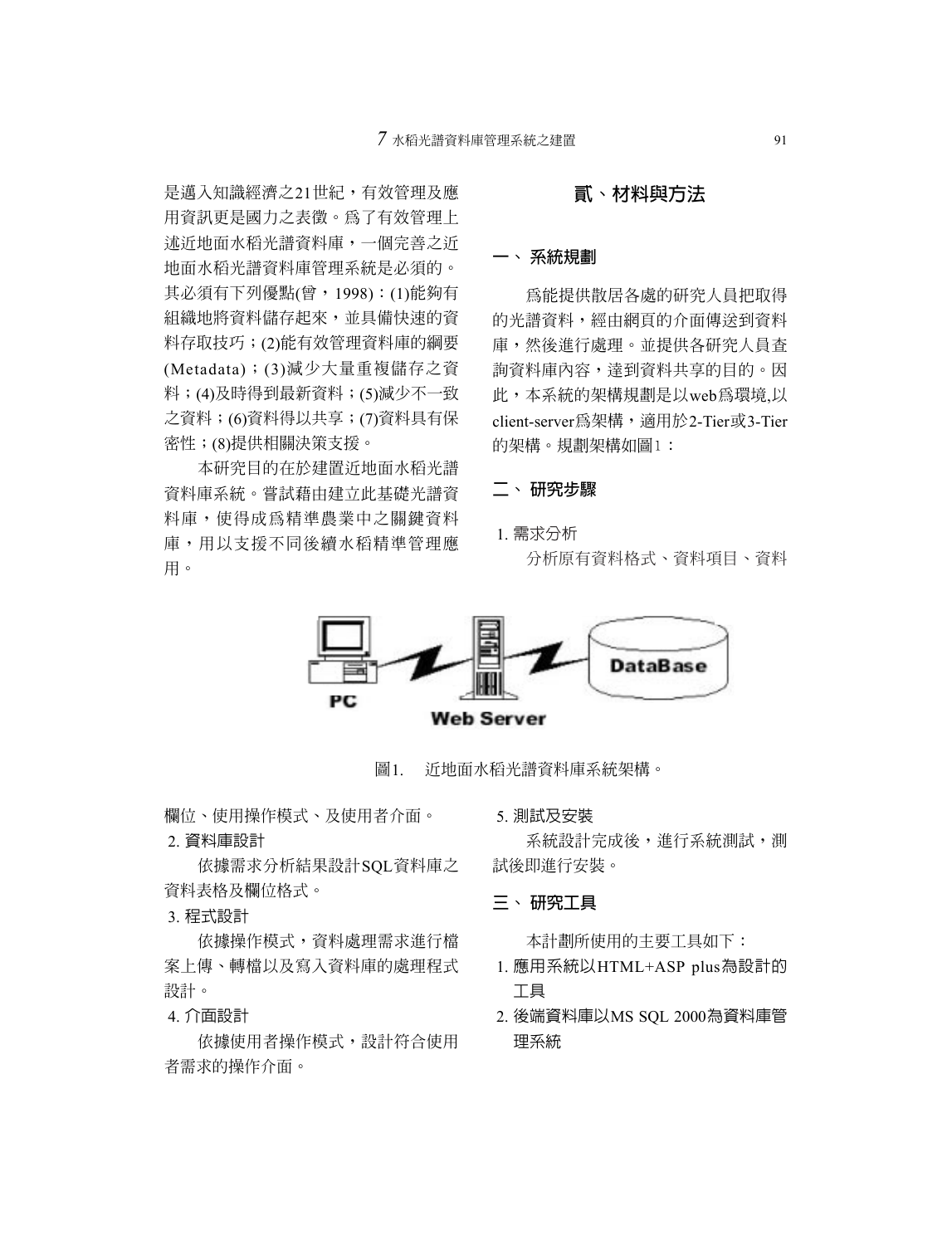是邁入知識經濟之21世紀，有效管理及應用資訊更是國力之表徵。為了有效管理上述近地面水稻光譜資料庫，一個完善之近地面水稻光譜資料庫管理系統是必須的。其必須有下列優點(曾，1998)：(1)能夠有組織地將資料儲存起來，並具備快速的資料存取技巧；(2)能有效管理資料庫的綱要(Metadata)；(3)減少大量重複儲存之資料；(4)及時得到最新資料；(5)減少不一致之資料；(6)資料得以共享；(7)資料具有保密性；(8)提供相關決策支援。

本研究目的在於建置近地面水稻光譜資料庫系統。嘗試藉由建立此基礎光譜資料庫，使得成為精準農業中之關鍵資料庫，用以支援不同後續水稻精準管理應用。

## 貳、材料與方法

### 一、系統規劃

為能提供散居各處的研究人員把取得的光譜資料，經由網頁的介面傳送到資料庫，然後進行處理。並提供各研究人員查詢資料庫內容，達到資料共享的目的。因此，本系統的架構規劃是以web為環境,以client-server為架構，適用於2-Tier或3-Tier的架構。規劃架構如圖1：

圖1.　近地面水稻光譜資料庫系統架構。

### 二、研究步驟

1. 需求分析

分析原有資料格式、資料項目、資料欄位、使用操作模式、及使用者介面。

2. 資料庫設計

依據需求分析結果設計SQL資料庫之資料表格及欄位格式。

3. 程式設計

依據操作模式，資料處理需求進行檔案上傳、轉檔以及寫入資料庫的處理程式設計。

4. 介面設計

依據使用者操作模式，設計符合使用者需求的操作介面。

5. 測試及安裝

系統設計完成後，進行系統測試，測試後即進行安裝。

### 三、研究工具

本計劃所使用的主要工具如下：

1. 應用系統以HTML+ASP plus為設計的工具
2. 後端資料庫以MS SQL 2000為資料庫管理系統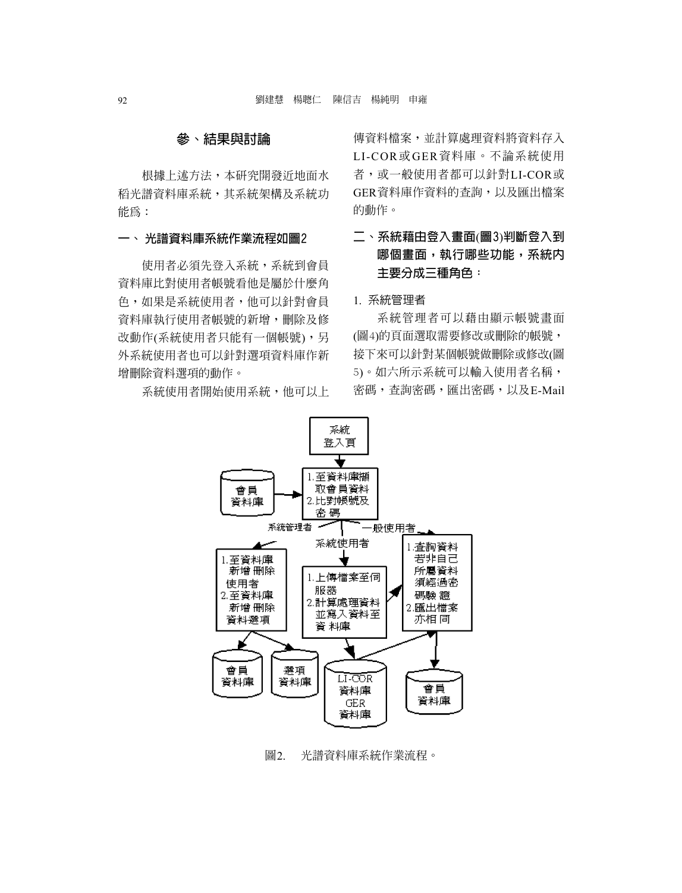## 參、結果與討論

根據上述方法，本研究開發近地面水稻光譜資料庫系統，其系統架構及系統功能爲：

### 一、 光譜資料庫系統作業流程如圖2

使用者必須先登入系統，系統到會員資料庫比對使用者帳號看他是屬於什麼角色，如果是系統使用者，他可以針對會員資料庫執行使用者帳號的新增，刪除及修改動作(系統使用者只能有一個帳號)，另外系統使用者也可以針對選項資料庫作新增刪除資料選項的動作。

系統使用者開始使用系統，他可以上傳資料檔案，並計算處理資料將資料存入LI-COR或GER資料庫。不論系統使用者，或一般使用者都可以針對LI-COR或GER資料庫作資料的查詢，以及匯出檔案的動作。

### 二、系統藉由登入畫面(圖3)判斷登入到哪個畫面，執行哪些功能，系統內主要分成三種角色：

1. 系統管理者

系統管理者可以藉由顯示帳號畫面(圖4)的頁面選取需要修改或刪除的帳號，接下來可以針對某個帳號做刪除或修改(圖5)。如六所示系統可以輸入使用者名稱，密碼，查詢密碼，匯出密碼，以及E-Mail

圖2. 光譜資料庫系統作業流程。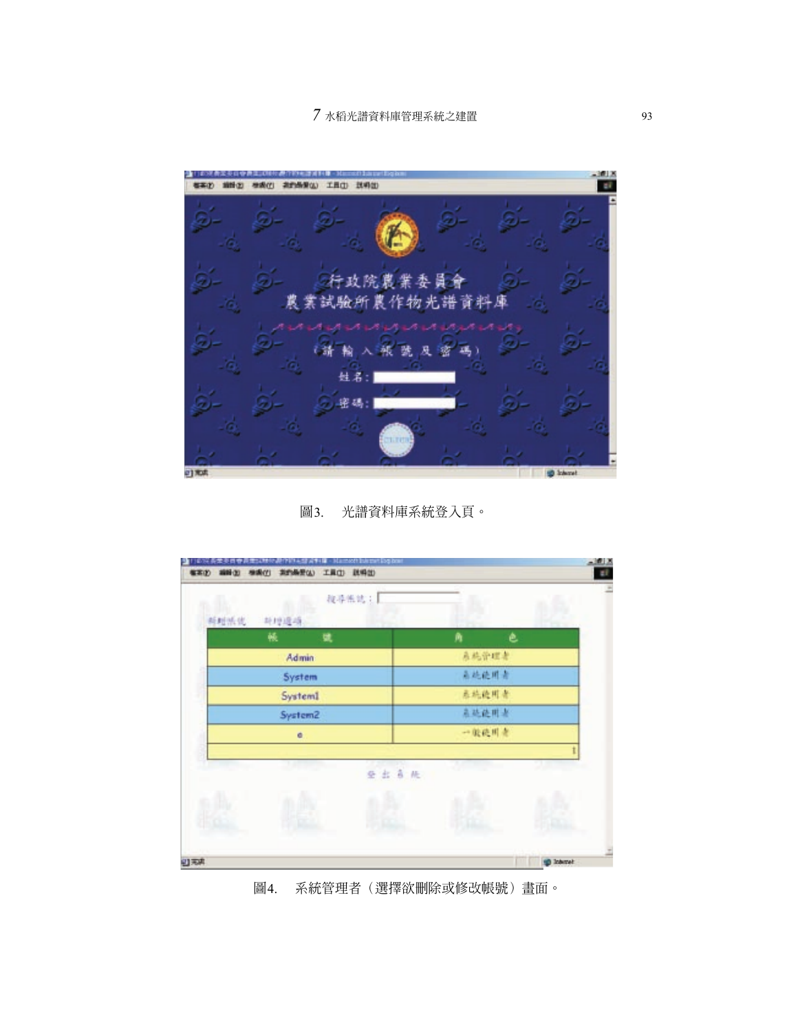圖3.　光譜資料庫系統登入頁。

圖4.　系統管理者（選擇欲刪除或修改帳號）畫面。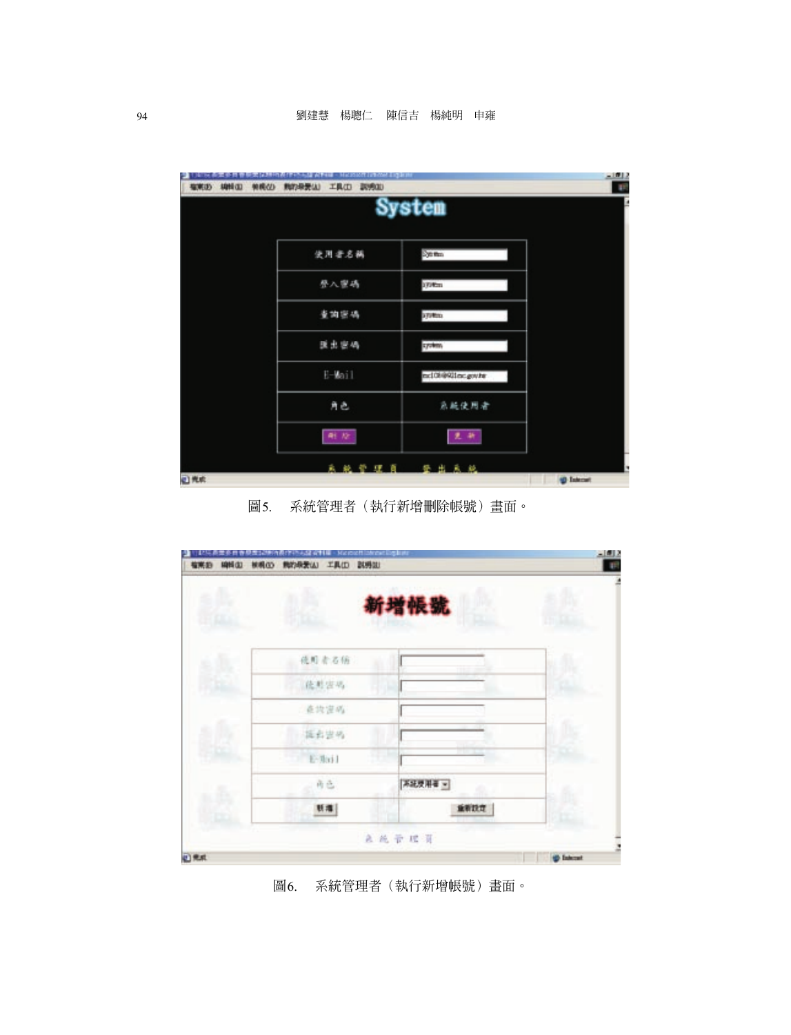圖5.　系統管理者（執行新增刪除帳號）畫面。

圖6.　系統管理者（執行新增帳號）畫面。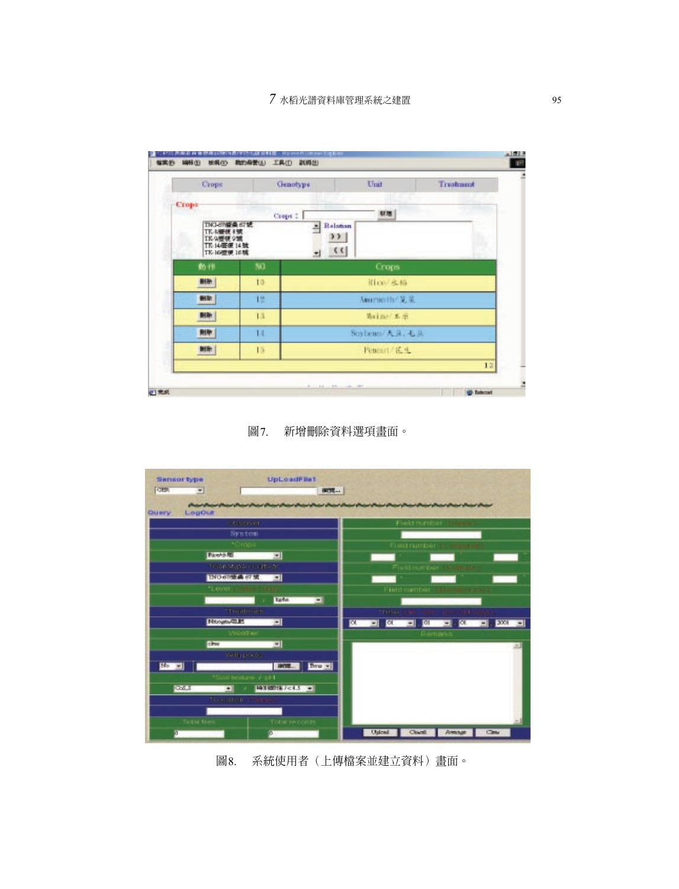圖7.　新增刪除資料選項畫面。

圖8.　系統使用者（上傳檔案並建立資料）畫面。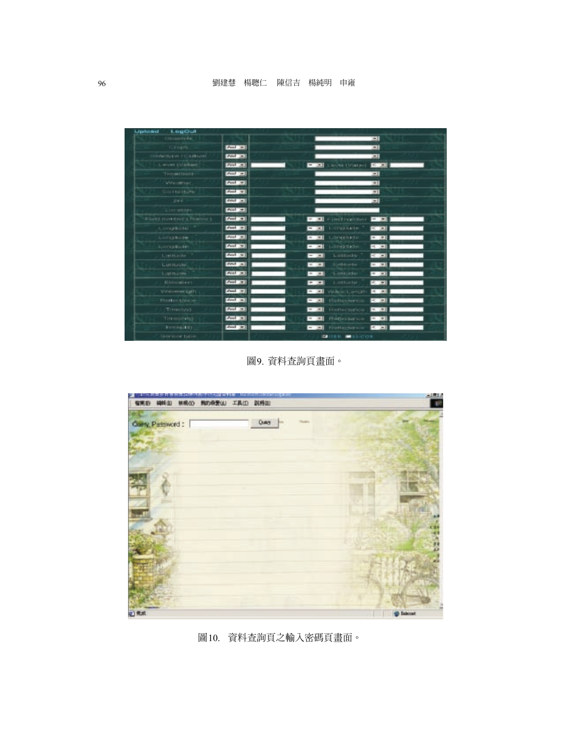圖9. 資料查詢頁畫面。

圖10. 資料查詢頁之輸入密碼頁畫面。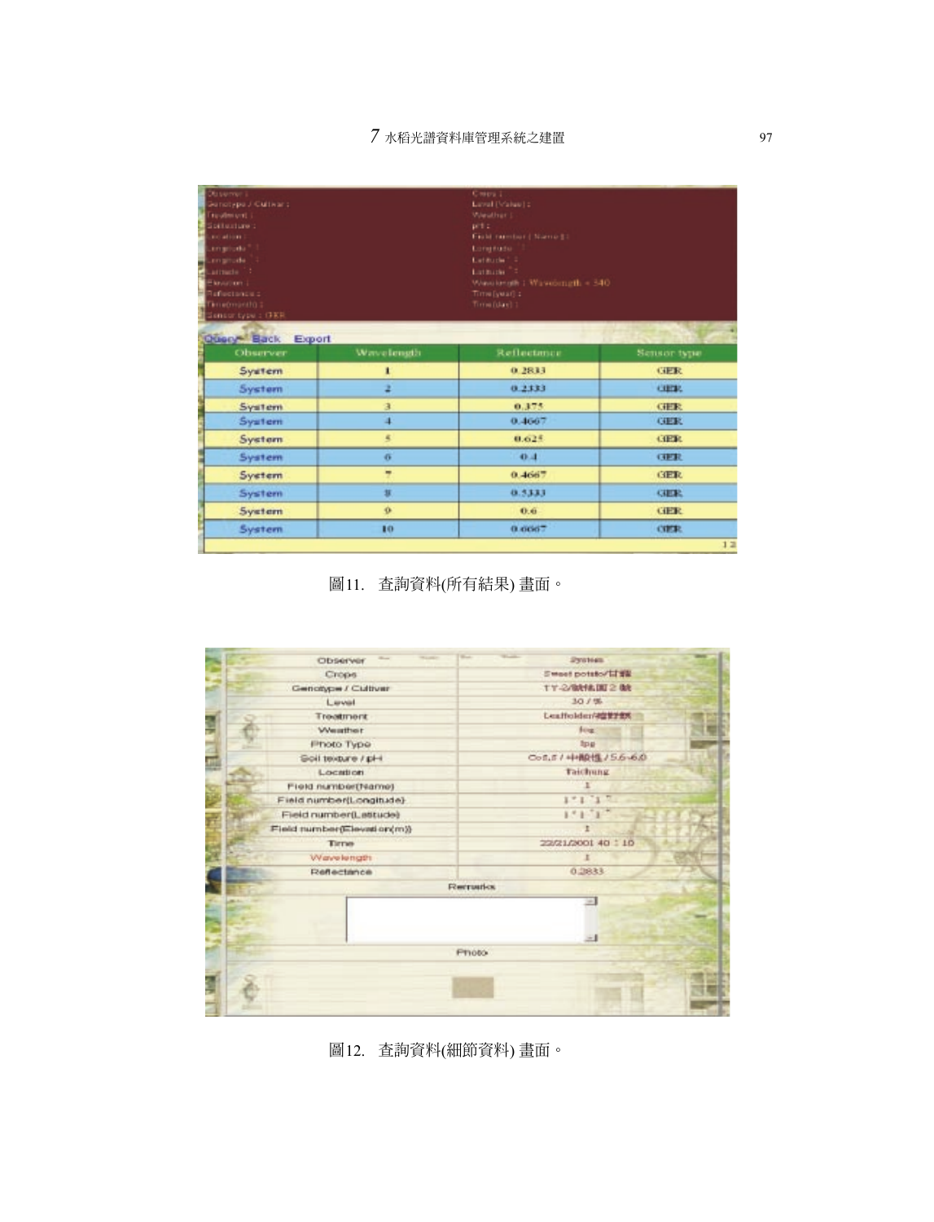| Observer | Wavelength | Reflectance | Sensor type |
| --- | --- | --- | --- |
| System | 1 | 0.2833 | GER |
| System | 2 | 0.2333 | GER |
| System | 3 | 0.375 | GER |
| System | 4 | 0.4667 | GER |
| System | 5 | 0.625 | GER |
| System | 6 | 0.4 | GER |
| System | 7 | 0.4667 | GER |
| System | 8 | 0.5333 | GER |
| System | 9 | 0.6 | GER |
| System | 10 | 0.6667 | GER |

圖11.　查詢資料(所有結果) 畫面。

| | |
| --- | --- |
| Observer | System |
| Crops | Sweet potato/甘藷 |
| Genotype / Cultivar | TY-2/台農2號 |
| Level | 30 / % |
| Treatment | Leaffolder/縱捲葉蟲 |
| Weather | fog |
| Photo Type | jpg |
| Soil texture / pH | / 5.6-6.0 |
| Location | Taichung |
| Field number(Name) | 1 |
| Field number(Longitude) | 1°1´1" |
| Field number(Latitude) | 1°1´1" |
| Field number(Elevation(m)) | 1 |
| Time | 22/21/2001 40：10 |
| Wavelength | 1 |
| Reflectance | 0.2833 |

Remarks

Photo

圖12.　查詢資料(細節資料) 畫面。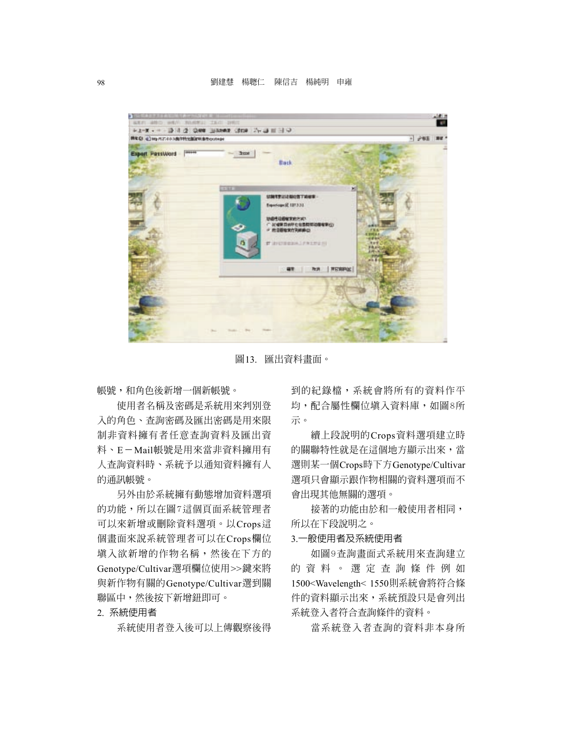圖13. 匯出資料畫面。

帳號，和角色後新增一個新帳號。

使用者名稱及密碼是系統用來判別登入的角色、查詢密碼及匯出密碼是用來限制非資料擁有者任意查詢資料及匯出資料、E－Mail帳號是用來當非資料擁用有人查詢資料時、系統予以通知資料擁有人的通訊帳號。

另外由於系統擁有動態增加資料選項的功能，所以在圖7這個頁面系統管理者可以來新增或刪除資料選項。以Crops這個畫面來說系統管理者可以在Crops欄位填入欲新增的作物名稱，然後在下方的Genotype/Cultivar選項欄位使用>>鍵來將與新作物有關的Genotype/Cultivar選到關聯區中，然後按下新增鈕即可。

2. 系統使用者

系統使用者登入後可以上傳觀察後得到的紀錄檔，系統會將所有的資料作平均，配合屬性欄位填入資料庫，如圖8所示。

續上段說明的Crops資料選項建立時的關聯特性就是在這個地方顯示出來，當選則某一個Crops時下方Genotype/Cultivar選項只會顯示跟作物相關的資料選項而不會出現其他無關的選項。

接著的功能由於和一般使用者相同，所以在下段說明之。

3.一般使用者及系統使用者

如圖9查詢畫面式系統用來查詢建立的資料。選定查詢條件例如1500<Wavelength< 1550則系統會將符合條件的資料顯示出來，系統預設只是會列出系統登入者符合查詢條件的資料。

當系統登入者查詢的資料非本身所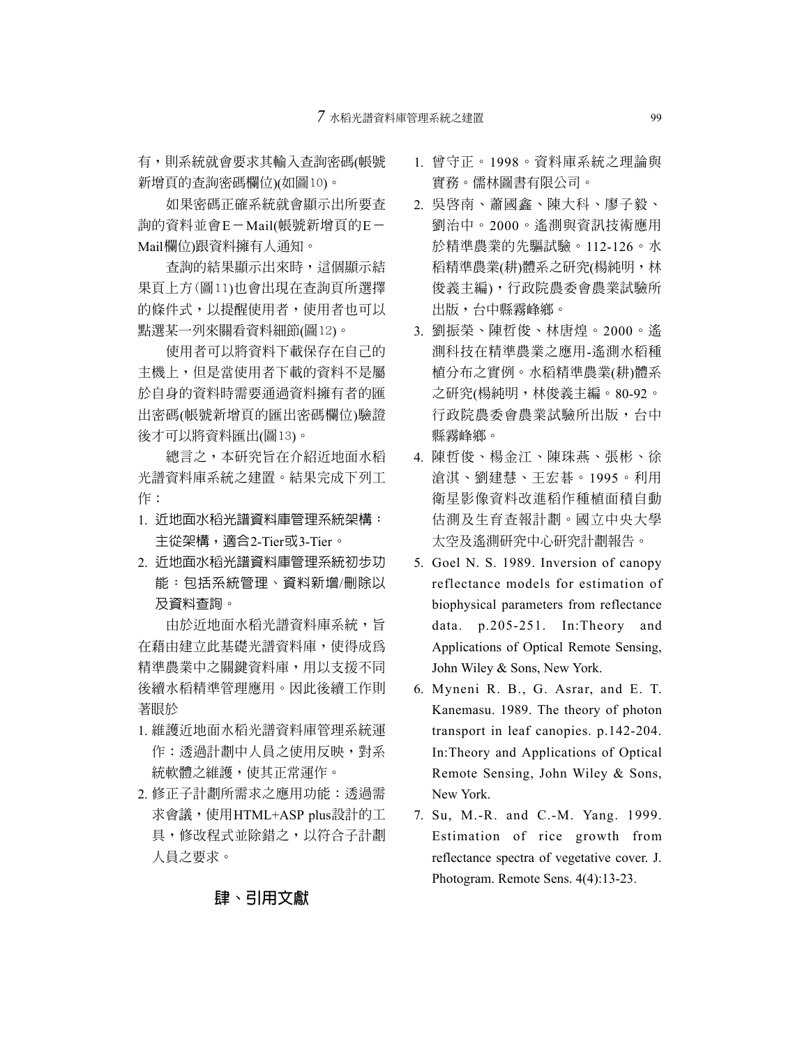有，則系統就會要求其輸入查詢密碼(帳號新增頁的查詢密碼欄位)(如圖10)。

如果密碼正確系統就會顯示出所要查詢的資料並會E－Mail(帳號新增頁的E－Mail欄位)跟資料擁有人通知。

查詢的結果顯示出來時，這個顯示結果頁上方(圖11)也會出現在查詢頁所選擇的條件式，以提醒使用者，使用者也可以點選某一列來關看資料細節(圖12)。

使用者可以將資料下載保存在自己的主機上，但是當使用者下載的資料不是屬於自身的資料時需要通過資料擁有者的匯出密碼(帳號新增頁的匯出密碼欄位)驗證後才可以將資料匯出(圖13)。

總言之，本研究旨在介紹近地面水稻光譜資料庫系統之建置。結果完成下列工作：

1. 近地面水稻光譜資料庫管理系統架構：主從架構，適合2-Tier或3-Tier。
2. 近地面水稻光譜資料庫管理系統初步功能：包括系統管理、資料新增/刪除以及資料查詢。

由於近地面水稻光譜資料庫系統，旨在藉由建立此基礎光譜資料庫，使得成為精準農業中之關鍵資料庫，用以支援不同後續水稻精準管理應用。因此後續工作則著眼於

1. 維護近地面水稻光譜資料庫管理系統運作：透過計劃中人員之使用反映，對系統軟體之維護，使其正常運作。
2. 修正子計劃所需求之應用功能：透過需求會議，使用HTML+ASP plus設計的工具，修改程式並除錯之，以符合子計劃人員之要求。

## 肆、引用文獻

1. 曾守正。1998。資料庫系統之理論與實務。儒林圖書有限公司。
2. 吳啓南、蕭國鑫、陳大科、廖子毅、劉治中。2000。遙測與資訊技術應用於精準農業的先驅試驗。112-126。水稻精準農業(耕)體系之研究(楊純明，林俊義主編)，行政院農委會農業試驗所出版，台中縣霧峰鄉。
3. 劉振榮、陳哲俊、林唐煌。2000。遙測科技在精準農業之應用-遙測水稻種植分布之實例。水稻精準農業(耕)體系之研究(楊純明，林俊義主編。80-92。行政院農委會農業試驗所出版，台中縣霧峰鄉。
4. 陳哲俊、楊金江、陳珠燕、張彬、徐滄淇、劉建慧、王宏碁。1995。利用衛星影像資料改進稻作種植面積自動估測及生育查報計劃。國立中央大學太空及遙測研究中心研究計劃報告。
5. Goel N. S. 1989. Inversion of canopy reflectance models for estimation of biophysical parameters from reflectance data. p.205-251. In:Theory and Applications of Optical Remote Sensing, John Wiley & Sons, New York.
6. Myneni R. B., G. Asrar, and E. T. Kanemasu. 1989. The theory of photon transport in leaf canopies. p.142-204. In:Theory and Applications of Optical Remote Sensing, John Wiley & Sons, New York.
7. Su, M.-R. and C.-M. Yang. 1999. Estimation of rice growth from reflectance spectra of vegetative cover. J. Photogram. Remote Sens. 4(4):13-23.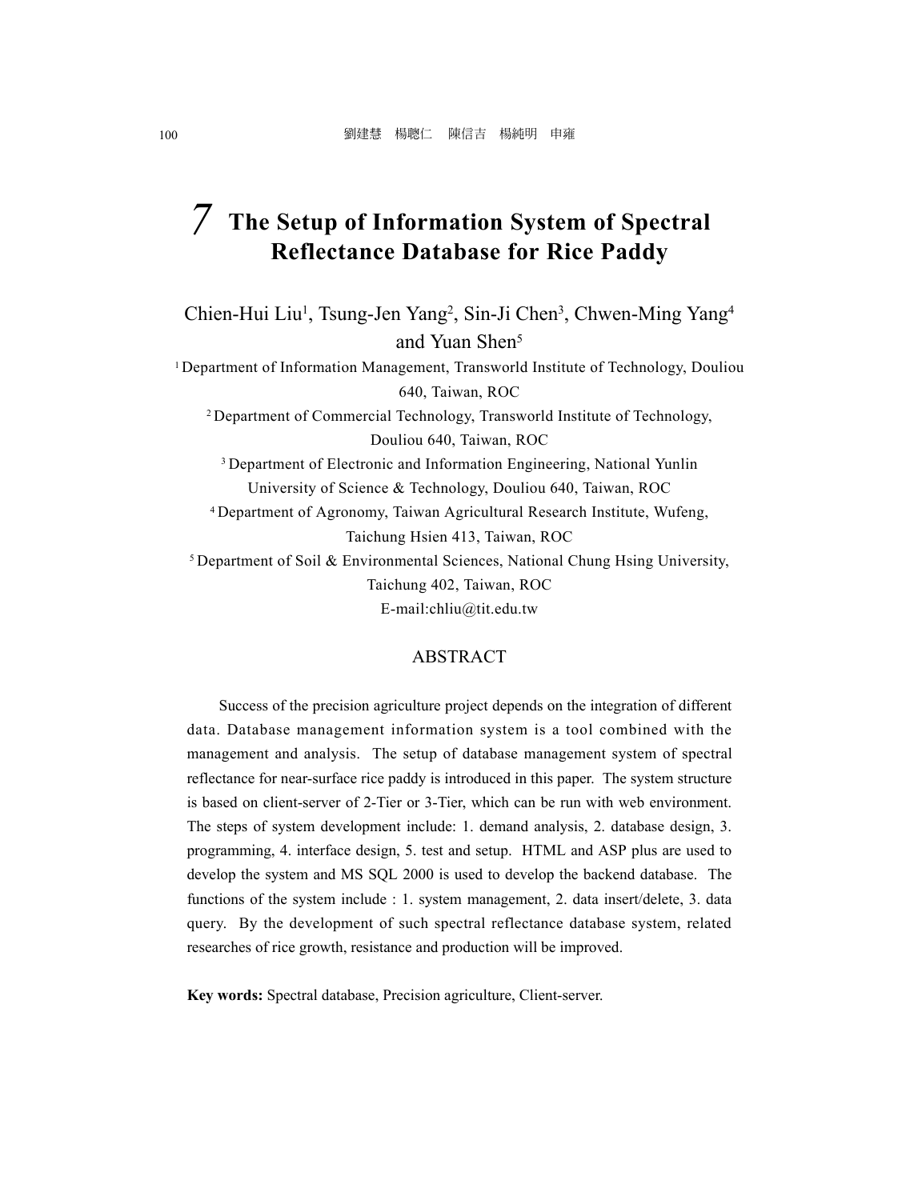# 7 The Setup of Information System of Spectral Reflectance Database for Rice Paddy

Chien-Hui Liu[1], Tsung-Jen Yang[2], Sin-Ji Chen[3], Chwen-Ming Yang[4] and Yuan Shen[5]

[1] Department of Information Management, Transworld Institute of Technology, Douliou 640, Taiwan, ROC

[2] Department of Commercial Technology, Transworld Institute of Technology, Douliou 640, Taiwan, ROC

[3] Department of Electronic and Information Engineering, National Yunlin University of Science & Technology, Douliou 640, Taiwan, ROC

[4] Department of Agronomy, Taiwan Agricultural Research Institute, Wufeng, Taichung Hsien 413, Taiwan, ROC

[5] Department of Soil & Environmental Sciences, National Chung Hsing University, Taichung 402, Taiwan, ROC

E-mail:chliu@tit.edu.tw

## ABSTRACT

Success of the precision agriculture project depends on the integration of different data. Database management information system is a tool combined with the management and analysis. The setup of database management system of spectral reflectance for near-surface rice paddy is introduced in this paper. The system structure is based on client-server of 2-Tier or 3-Tier, which can be run with web environment. The steps of system development include: 1. demand analysis, 2. database design, 3. programming, 4. interface design, 5. test and setup. HTML and ASP plus are used to develop the system and MS SQL 2000 is used to develop the backend database. The functions of the system include : 1. system management, 2. data insert/delete, 3. data query. By the development of such spectral reflectance database system, related researches of rice growth, resistance and production will be improved.

**Key words:** Spectral database, Precision agriculture, Client-server.